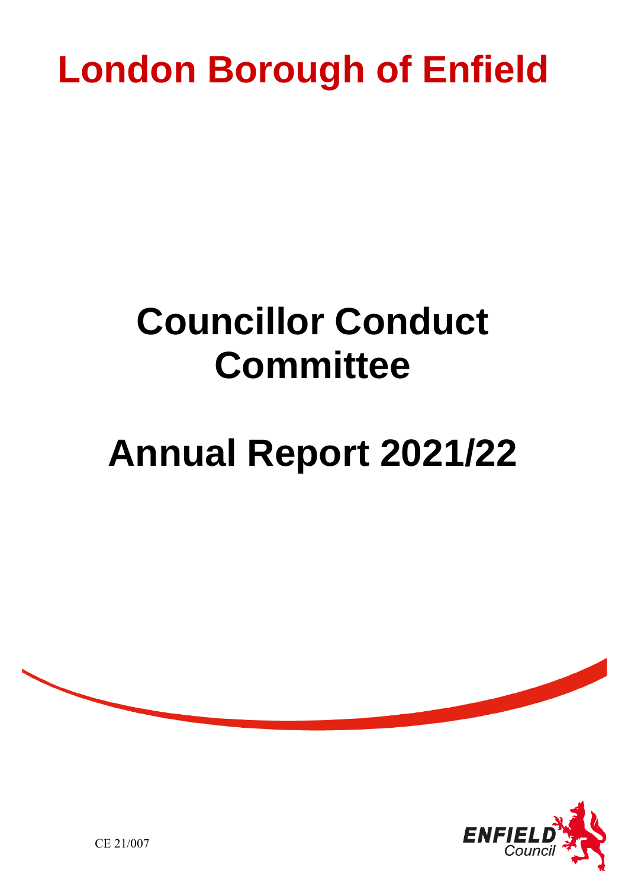# London Borough of Enfield

# Councillor Conduct Committee

# Annual Report 2021/22

CE 21/007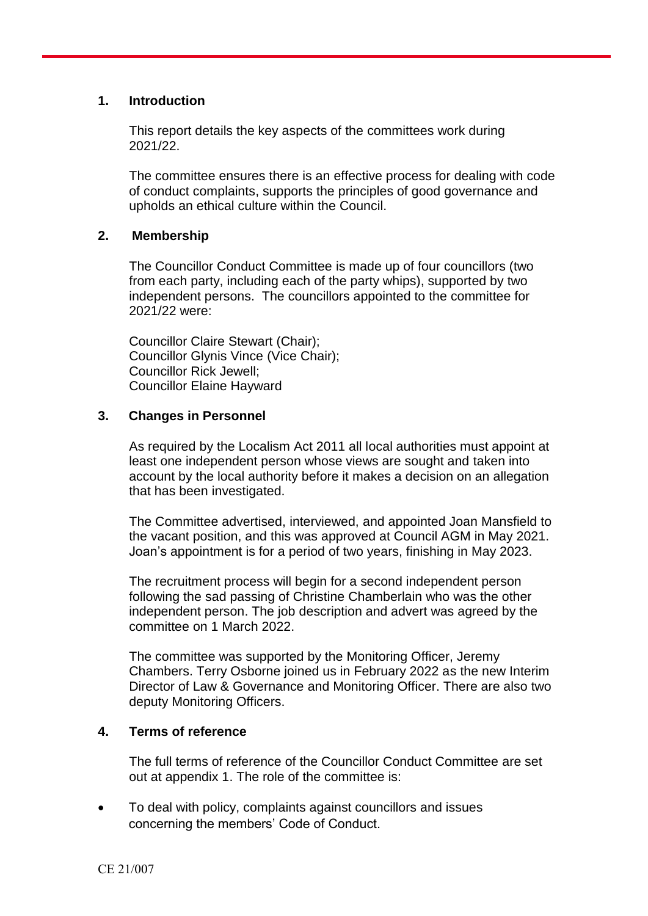## 1. Introduction

This report details the key aspects of the committees work during 2021/22.

The committee ensures there is an effective process for dealing with code of conduct complaints, supports the principles of good governance and upholds an ethical culture within the Council.

## 2. Membership

The Councillor Conduct Committee is made up of four councillors (two from each party, including each of the party whips), supported by two independent persons. The councillors appointed to the committee for 2021/22 were:

Councillor Claire Stewart (Chair);
Councillor Glynis Vince (Vice Chair);
Councillor Rick Jewell;
Councillor Elaine Hayward

## 3. Changes in Personnel

As required by the Localism Act 2011 all local authorities must appoint at least one independent person whose views are sought and taken into account by the local authority before it makes a decision on an allegation that has been investigated.

The Committee advertised, interviewed, and appointed Joan Mansfield to the vacant position, and this was approved at Council AGM in May 2021. Joan's appointment is for a period of two years, finishing in May 2023.

The recruitment process will begin for a second independent person following the sad passing of Christine Chamberlain who was the other independent person. The job description and advert was agreed by the committee on 1 March 2022.

The committee was supported by the Monitoring Officer, Jeremy Chambers. Terry Osborne joined us in February 2022 as the new Interim Director of Law & Governance and Monitoring Officer. There are also two deputy Monitoring Officers.

## 4. Terms of reference

The full terms of reference of the Councillor Conduct Committee are set out at appendix 1. The role of the committee is:

- To deal with policy, complaints against councillors and issues concerning the members' Code of Conduct.

CE 21/007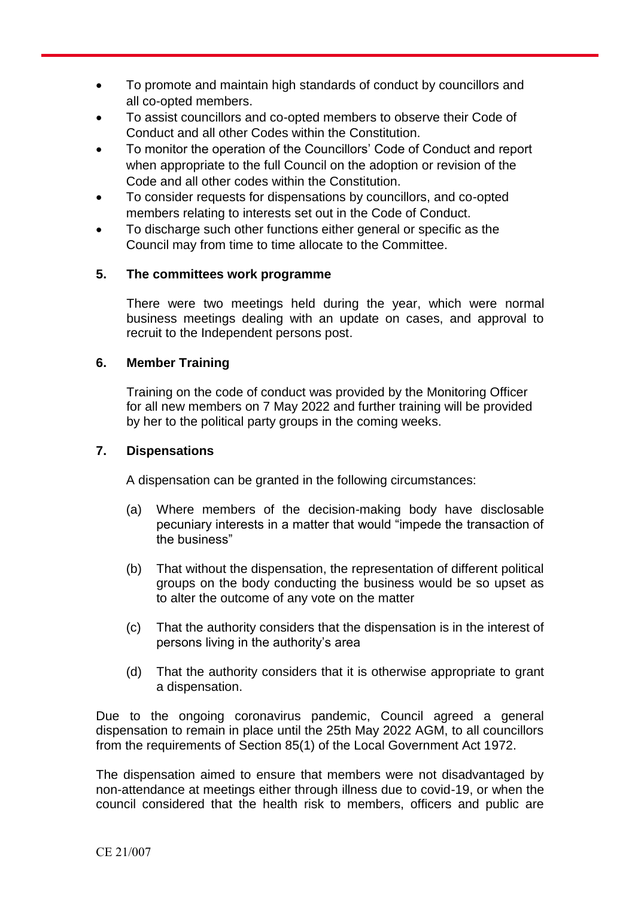- To promote and maintain high standards of conduct by councillors and all co-opted members.
- To assist councillors and co-opted members to observe their Code of Conduct and all other Codes within the Constitution.
- To monitor the operation of the Councillors' Code of Conduct and report when appropriate to the full Council on the adoption or revision of the Code and all other codes within the Constitution.
- To consider requests for dispensations by councillors, and co-opted members relating to interests set out in the Code of Conduct.
- To discharge such other functions either general or specific as the Council may from time to time allocate to the Committee.

## 5. The committees work programme

There were two meetings held during the year, which were normal business meetings dealing with an update on cases, and approval to recruit to the Independent persons post.

## 6. Member Training

Training on the code of conduct was provided by the Monitoring Officer for all new members on 7 May 2022 and further training will be provided by her to the political party groups in the coming weeks.

## 7. Dispensations

A dispensation can be granted in the following circumstances:

(a) Where members of the decision-making body have disclosable pecuniary interests in a matter that would "impede the transaction of the business"

(b) That without the dispensation, the representation of different political groups on the body conducting the business would be so upset as to alter the outcome of any vote on the matter

(c) That the authority considers that the dispensation is in the interest of persons living in the authority's area

(d) That the authority considers that it is otherwise appropriate to grant a dispensation.

Due to the ongoing coronavirus pandemic, Council agreed a general dispensation to remain in place until the 25th May 2022 AGM, to all councillors from the requirements of Section 85(1) of the Local Government Act 1972.

The dispensation aimed to ensure that members were not disadvantaged by non-attendance at meetings either through illness due to covid-19, or when the council considered that the health risk to members, officers and public are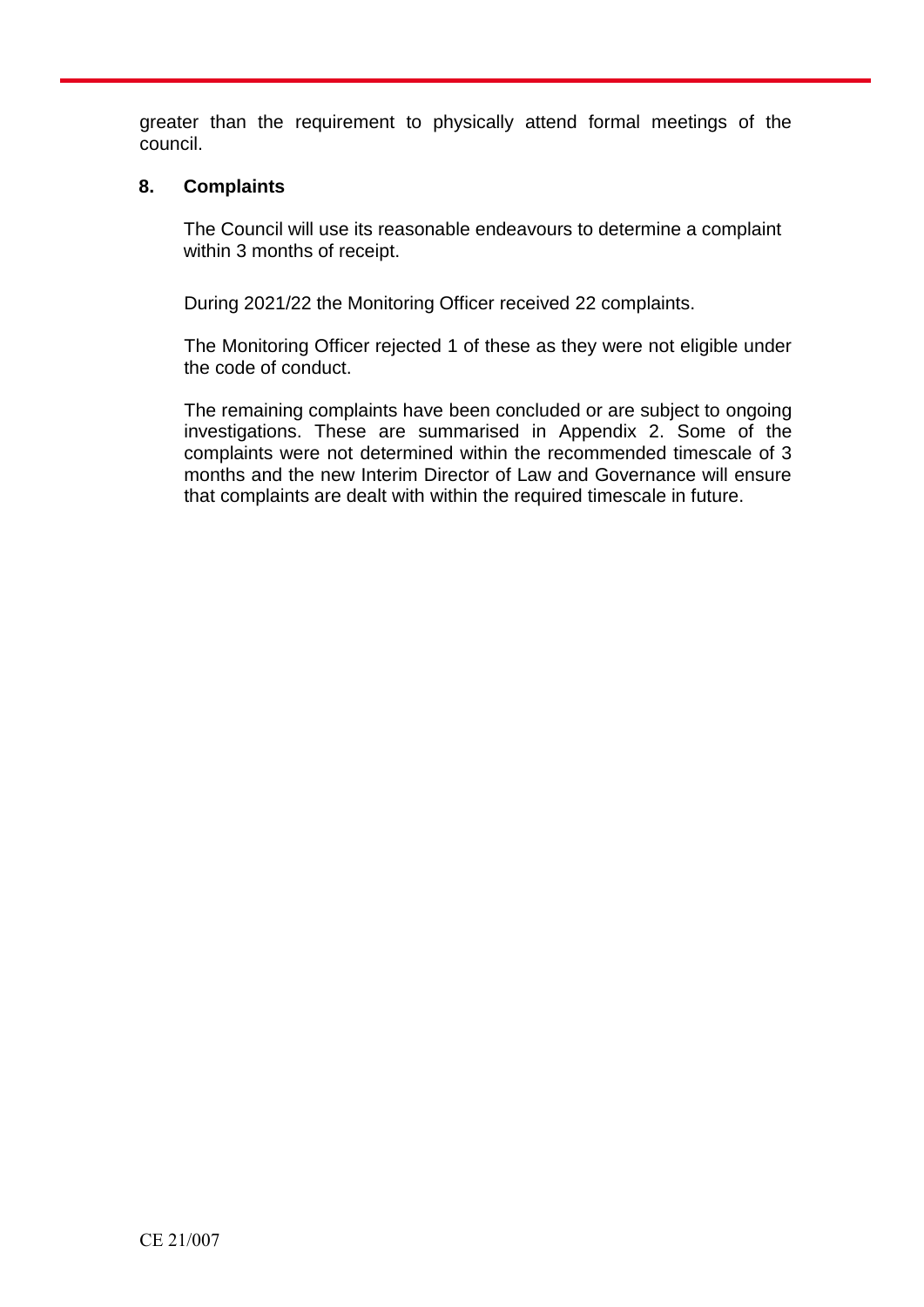greater than the requirement to physically attend formal meetings of the council.

## 8. Complaints

The Council will use its reasonable endeavours to determine a complaint within 3 months of receipt.

During 2021/22 the Monitoring Officer received 22 complaints.

The Monitoring Officer rejected 1 of these as they were not eligible under the code of conduct.

The remaining complaints have been concluded or are subject to ongoing investigations. These are summarised in Appendix 2. Some of the complaints were not determined within the recommended timescale of 3 months and the new Interim Director of Law and Governance will ensure that complaints are dealt with within the required timescale in future.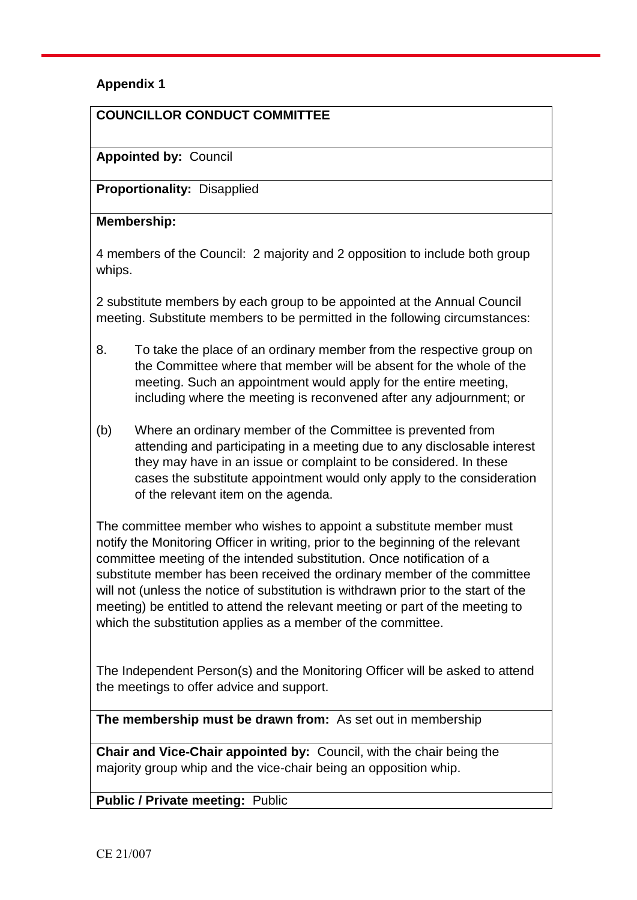**Appendix 1**

**COUNCILLOR CONDUCT COMMITTEE**

**Appointed by:** Council

**Proportionality:** Disapplied

**Membership:**

4 members of the Council: 2 majority and 2 opposition to include both group whips.

2 substitute members by each group to be appointed at the Annual Council meeting. Substitute members to be permitted in the following circumstances:

8. To take the place of an ordinary member from the respective group on the Committee where that member will be absent for the whole of the meeting. Such an appointment would apply for the entire meeting, including where the meeting is reconvened after any adjournment; or

(b) Where an ordinary member of the Committee is prevented from attending and participating in a meeting due to any disclosable interest they may have in an issue or complaint to be considered. In these cases the substitute appointment would only apply to the consideration of the relevant item on the agenda.

The committee member who wishes to appoint a substitute member must notify the Monitoring Officer in writing, prior to the beginning of the relevant committee meeting of the intended substitution. Once notification of a substitute member has been received the ordinary member of the committee will not (unless the notice of substitution is withdrawn prior to the start of the meeting) be entitled to attend the relevant meeting or part of the meeting to which the substitution applies as a member of the committee.

The Independent Person(s) and the Monitoring Officer will be asked to attend the meetings to offer advice and support.

**The membership must be drawn from:** As set out in membership

**Chair and Vice-Chair appointed by:** Council, with the chair being the majority group whip and the vice-chair being an opposition whip.

**Public / Private meeting:** Public

CE 21/007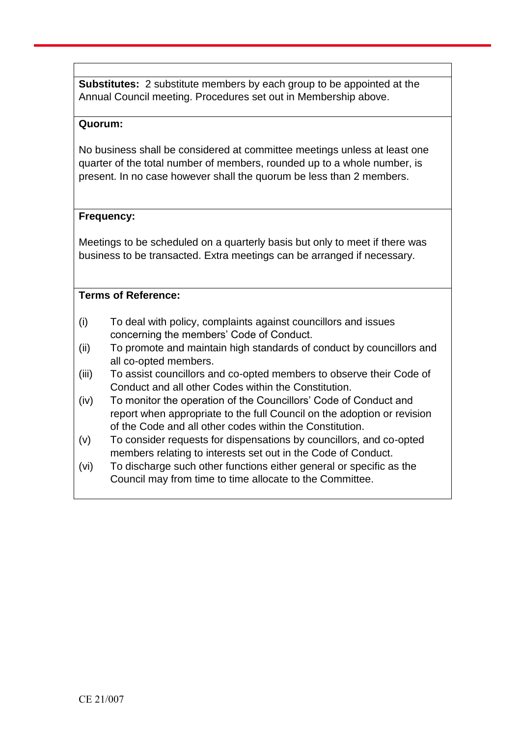**Substitutes:** 2 substitute members by each group to be appointed at the Annual Council meeting. Procedures set out in Membership above.

**Quorum:**

No business shall be considered at committee meetings unless at least one quarter of the total number of members, rounded up to a whole number, is present. In no case however shall the quorum be less than 2 members.

**Frequency:**

Meetings to be scheduled on a quarterly basis but only to meet if there was business to be transacted. Extra meetings can be arranged if necessary.

**Terms of Reference:**

(i) To deal with policy, complaints against councillors and issues concerning the members' Code of Conduct.

(ii) To promote and maintain high standards of conduct by councillors and all co-opted members.

(iii) To assist councillors and co-opted members to observe their Code of Conduct and all other Codes within the Constitution.

(iv) To monitor the operation of the Councillors' Code of Conduct and report when appropriate to the full Council on the adoption or revision of the Code and all other codes within the Constitution.

(v) To consider requests for dispensations by councillors, and co-opted members relating to interests set out in the Code of Conduct.

(vi) To discharge such other functions either general or specific as the Council may from time to time allocate to the Committee.

CE 21/007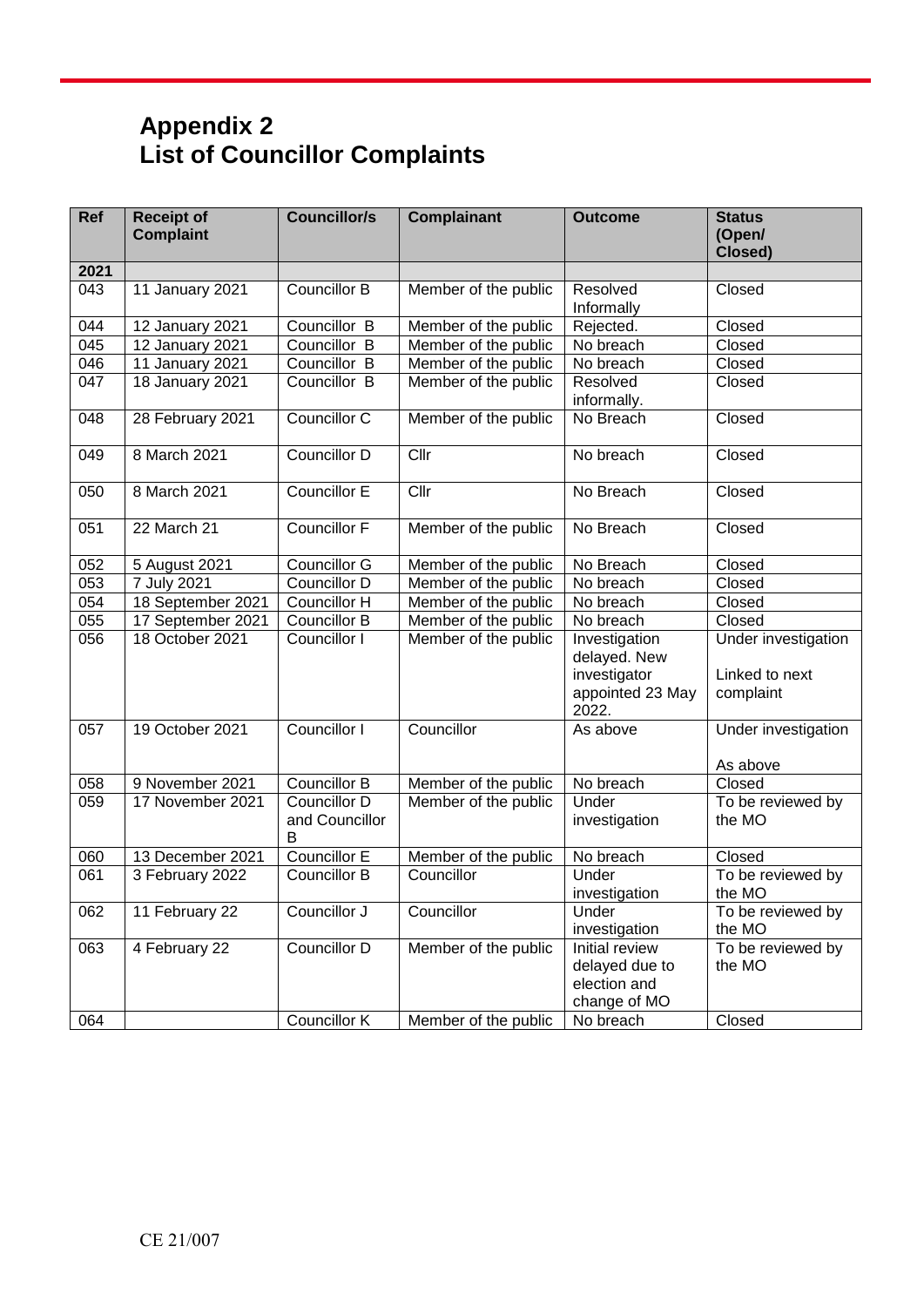## Appendix 2
## List of Councillor Complaints

| Ref | Receipt of Complaint | Councillor/s | Complainant | Outcome | Status (Open/ Closed) |
|---|---|---|---|---|---|
| **2021** | | | | | |
| 043 | 11 January 2021 | Councillor B | Member of the public | Resolved Informally | Closed |
| 044 | 12 January 2021 | Councillor B | Member of the public | Rejected. | Closed |
| 045 | 12 January 2021 | Councillor B | Member of the public | No breach | Closed |
| 046 | 11 January 2021 | Councillor B | Member of the public | No breach | Closed |
| 047 | 18 January 2021 | Councillor B | Member of the public | Resolved informally. | Closed |
| 048 | 28 February 2021 | Councillor C | Member of the public | No Breach | Closed |
| 049 | 8 March 2021 | Councillor D | Cllr | No breach | Closed |
| 050 | 8 March 2021 | Councillor E | Cllr | No Breach | Closed |
| 051 | 22 March 21 | Councillor F | Member of the public | No Breach | Closed |
| 052 | 5 August 2021 | Councillor G | Member of the public | No Breach | Closed |
| 053 | 7 July 2021 | Councillor D | Member of the public | No breach | Closed |
| 054 | 18 September 2021 | Councillor H | Member of the public | No breach | Closed |
| 055 | 17 September 2021 | Councillor B | Member of the public | No breach | Closed |
| 056 | 18 October 2021 | Councillor I | Member of the public | Investigation delayed. New investigator appointed 23 May 2022. | Under investigation<br><br>Linked to next complaint |
| 057 | 19 October 2021 | Councillor I | Councillor | As above | Under investigation<br><br>As above |
| 058 | 9 November 2021 | Councillor B | Member of the public | No breach | Closed |
| 059 | 17 November 2021 | Councillor D and Councillor B | Member of the public | Under investigation | To be reviewed by the MO |
| 060 | 13 December 2021 | Councillor E | Member of the public | No breach | Closed |
| 061 | 3 February 2022 | Councillor B | Councillor | Under investigation | To be reviewed by the MO |
| 062 | 11 February 22 | Councillor J | Councillor | Under investigation | To be reviewed by the MO |
| 063 | 4 February 22 | Councillor D | Member of the public | Initial review delayed due to election and change of MO | To be reviewed by the MO |
| 064 | | Councillor K | Member of the public | No breach | Closed |

CE 21/007